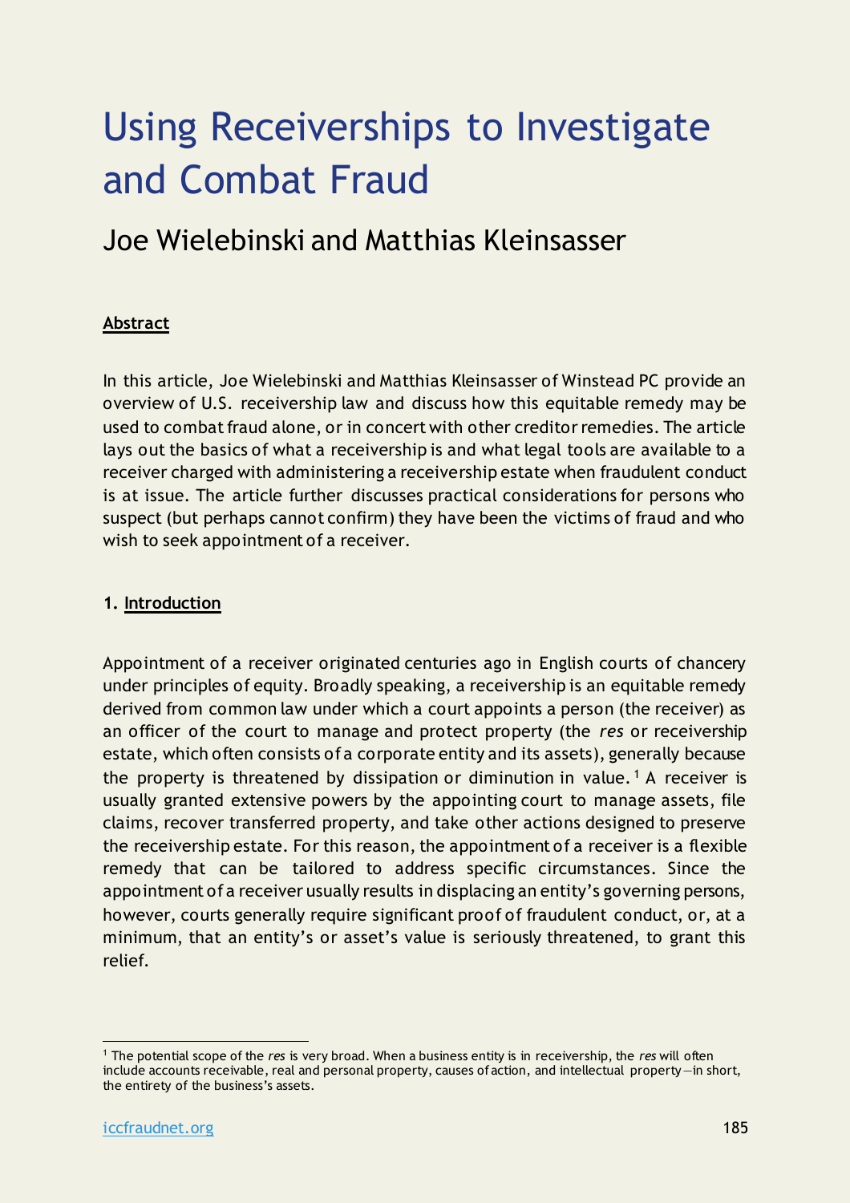# Using Receiverships to Investigate and Combat Fraud

## Joe Wielebinski and Matthias Kleinsasser

**Abstract**

In this article, Joe Wielebinski and Matthias Kleinsasser of Winstead PC provide an overview of U.S. receivership law and discuss how this equitable remedy may be used to combat fraud alone, or in concert with other creditor remedies. The article lays out the basics of what a receivership is and what legal tools are available to a receiver charged with administering a receivership estate when fraudulent conduct is at issue. The article further discusses practical considerations for persons who suspect (but perhaps cannot confirm) they have been the victims of fraud and who wish to seek appointment of a receiver.

**1. Introduction**

Appointment of a receiver originated centuries ago in English courts of chancery under principles of equity. Broadly speaking, a receivership is an equitable remedy derived from common law under which a court appoints a person (the receiver) as an officer of the court to manage and protect property (the *res* or receivership estate, which often consists of a corporate entity and its assets), generally because the property is threatened by dissipation or diminution in value.[1] A receiver is usually granted extensive powers by the appointing court to manage assets, file claims, recover transferred property, and take other actions designed to preserve the receivership estate. For this reason, the appointment of a receiver is a flexible remedy that can be tailored to address specific circumstances. Since the appointment of a receiver usually results in displacing an entity's governing persons, however, courts generally require significant proof of fraudulent conduct, or, at a minimum, that an entity's or asset's value is seriously threatened, to grant this relief.

[1] The potential scope of the *res* is very broad. When a business entity is in receivership, the *res* will often include accounts receivable, real and personal property, causes of action, and intellectual property—in short, the entirety of the business's assets.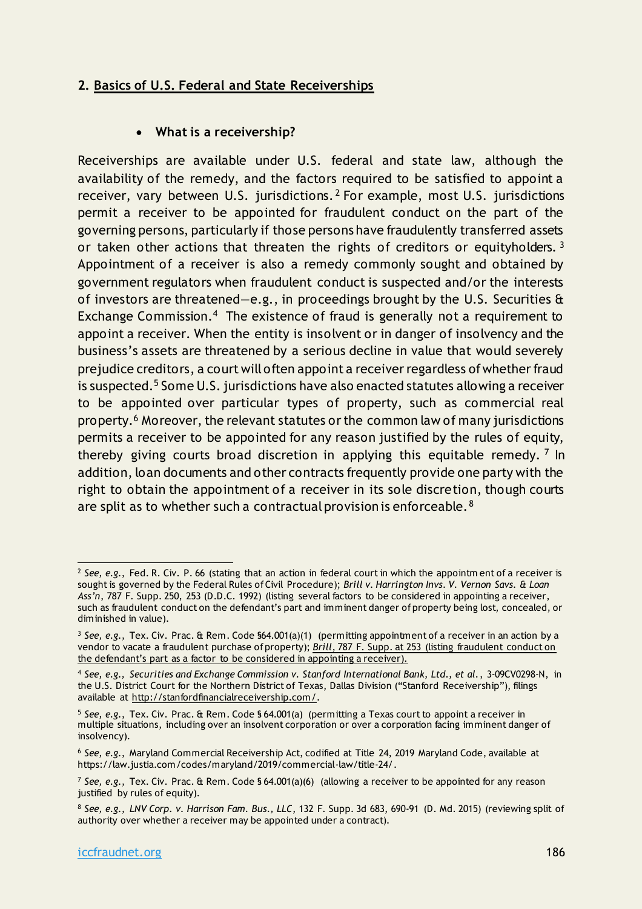## 2. Basics of U.S. Federal and State Receiverships

- **What is a receivership?**

Receiverships are available under U.S. federal and state law, although the availability of the remedy, and the factors required to be satisfied to appoint a receiver, vary between U.S. jurisdictions.[2] For example, most U.S. jurisdictions permit a receiver to be appointed for fraudulent conduct on the part of the governing persons, particularly if those persons have fraudulently transferred assets or taken other actions that threaten the rights of creditors or equityholders.[3] Appointment of a receiver is also a remedy commonly sought and obtained by government regulators when fraudulent conduct is suspected and/or the interests of investors are threatened—e.g., in proceedings brought by the U.S. Securities & Exchange Commission.[4] The existence of fraud is generally not a requirement to appoint a receiver. When the entity is insolvent or in danger of insolvency and the business's assets are threatened by a serious decline in value that would severely prejudice creditors, a court will often appoint a receiver regardless of whether fraud is suspected.[5] Some U.S. jurisdictions have also enacted statutes allowing a receiver to be appointed over particular types of property, such as commercial real property.[6] Moreover, the relevant statutes or the common law of many jurisdictions permits a receiver to be appointed for any reason justified by the rules of equity, thereby giving courts broad discretion in applying this equitable remedy.[7] In addition, loan documents and other contracts frequently provide one party with the right to obtain the appointment of a receiver in its sole discretion, though courts are split as to whether such a contractual provision is enforceable.[8]

---

[2] *See, e.g.*, Fed. R. Civ. P. 66 (stating that an action in federal court in which the appointment of a receiver is sought is governed by the Federal Rules of Civil Procedure); *Brill v. Harrington Invs. V. Vernon Savs. & Loan Ass'n*, 787 F. Supp. 250, 253 (D.D.C. 1992) (listing several factors to be considered in appointing a receiver, such as fraudulent conduct on the defendant's part and imminent danger of property being lost, concealed, or diminished in value).

[3] *See, e.g.*, Tex. Civ. Prac. & Rem. Code §64.001(a)(1) (permitting appointment of a receiver in an action by a vendor to vacate a fraudulent purchase of property); *Brill*, 787 F. Supp. at 253 (listing fraudulent conduct on the defendant's part as a factor to be considered in appointing a receiver).

[4] *See, e.g.*, *Securities and Exchange Commission v. Stanford International Bank, Ltd., et al.*, 3-09CV0298-N, in the U.S. District Court for the Northern District of Texas, Dallas Division ("Stanford Receivership"), filings available at http://stanfordfinancialreceivership.com/.

[5] *See, e.g.*, Tex. Civ. Prac. & Rem. Code § 64.001(a) (permitting a Texas court to appoint a receiver in multiple situations, including over an insolvent corporation or over a corporation facing imminent danger of insolvency).

[6] *See, e.g.*, Maryland Commercial Receivership Act, codified at Title 24, 2019 Maryland Code, available at https://law.justia.com/codes/maryland/2019/commercial-law/title-24/.

[7] *See, e.g.*, Tex. Civ. Prac. & Rem. Code § 64.001(a)(6) (allowing a receiver to be appointed for any reason justified by rules of equity).

[8] *See, e.g.*, *LNV Corp. v. Harrison Fam. Bus., LLC*, 132 F. Supp. 3d 683, 690-91 (D. Md. 2015) (reviewing split of authority over whether a receiver may be appointed under a contract).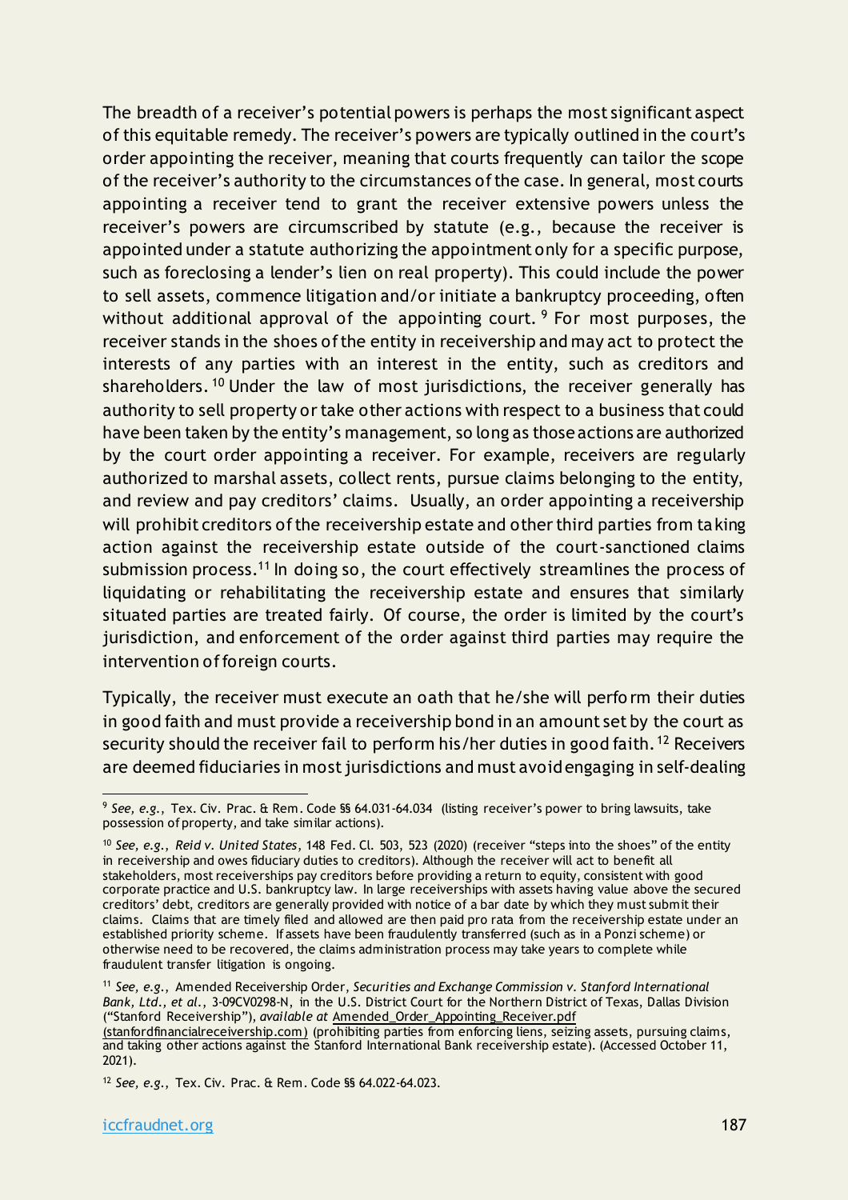The breadth of a receiver's potential powers is perhaps the most significant aspect of this equitable remedy. The receiver's powers are typically outlined in the court's order appointing the receiver, meaning that courts frequently can tailor the scope of the receiver's authority to the circumstances of the case. In general, most courts appointing a receiver tend to grant the receiver extensive powers unless the receiver's powers are circumscribed by statute (e.g., because the receiver is appointed under a statute authorizing the appointment only for a specific purpose, such as foreclosing a lender's lien on real property). This could include the power to sell assets, commence litigation and/or initiate a bankruptcy proceeding, often without additional approval of the appointing court.[9] For most purposes, the receiver stands in the shoes of the entity in receivership and may act to protect the interests of any parties with an interest in the entity, such as creditors and shareholders.[10] Under the law of most jurisdictions, the receiver generally has authority to sell property or take other actions with respect to a business that could have been taken by the entity's management, so long as those actions are authorized by the court order appointing a receiver. For example, receivers are regularly authorized to marshal assets, collect rents, pursue claims belonging to the entity, and review and pay creditors' claims. Usually, an order appointing a receivership will prohibit creditors of the receivership estate and other third parties from taking action against the receivership estate outside of the court-sanctioned claims submission process.[11] In doing so, the court effectively streamlines the process of liquidating or rehabilitating the receivership estate and ensures that similarly situated parties are treated fairly. Of course, the order is limited by the court's jurisdiction, and enforcement of the order against third parties may require the intervention of foreign courts.

Typically, the receiver must execute an oath that he/she will perform their duties in good faith and must provide a receivership bond in an amount set by the court as security should the receiver fail to perform his/her duties in good faith.[12] Receivers are deemed fiduciaries in most jurisdictions and must avoid engaging in self-dealing

---

[9] *See, e.g.*, Tex. Civ. Prac. & Rem. Code §§ 64.031-64.034 (listing receiver's power to bring lawsuits, take possession of property, and take similar actions).

[10] *See, e.g.*, *Reid v. United States*, 148 Fed. Cl. 503, 523 (2020) (receiver "steps into the shoes" of the entity in receivership and owes fiduciary duties to creditors). Although the receiver will act to benefit all stakeholders, most receiverships pay creditors before providing a return to equity, consistent with good corporate practice and U.S. bankruptcy law. In large receiverships with assets having value above the secured creditors' debt, creditors are generally provided with notice of a bar date by which they must submit their claims. Claims that are timely filed and allowed are then paid pro rata from the receivership estate under an established priority scheme. If assets have been fraudulently transferred (such as in a Ponzi scheme) or otherwise need to be recovered, the claims administration process may take years to complete while fraudulent transfer litigation is ongoing.

[11] *See, e.g.*, Amended Receivership Order, *Securities and Exchange Commission v. Stanford International Bank, Ltd., et al.*, 3-09CV0298-N, in the U.S. District Court for the Northern District of Texas, Dallas Division ("Stanford Receivership"), *available at* Amended_Order_Appointing_Receiver.pdf (stanfordfinancialreceivership.com) (prohibiting parties from enforcing liens, seizing assets, pursuing claims, and taking other actions against the Stanford International Bank receivership estate). (Accessed October 11, 2021).

[12] *See, e.g.*, Tex. Civ. Prac. & Rem. Code §§ 64.022-64.023.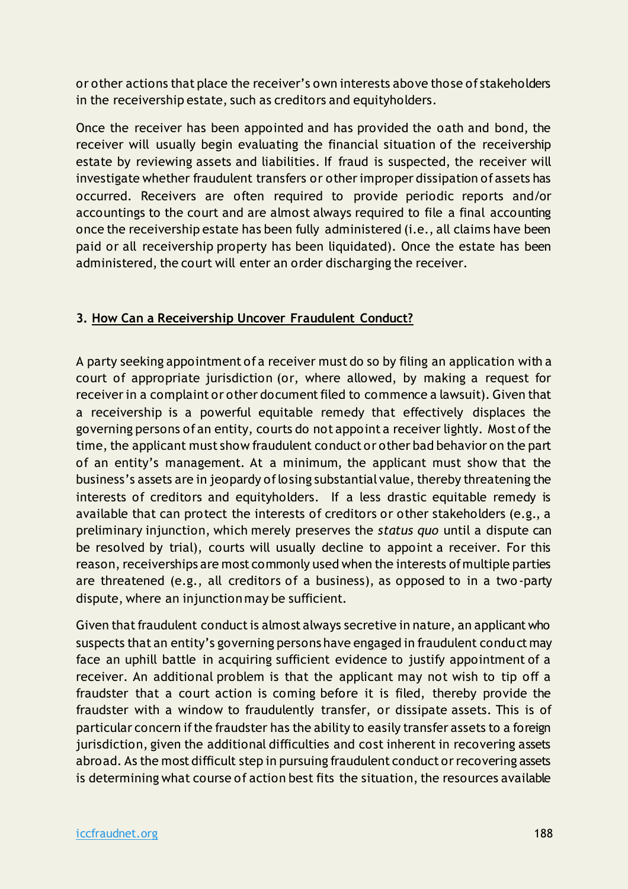or other actions that place the receiver's own interests above those of stakeholders in the receivership estate, such as creditors and equityholders.

Once the receiver has been appointed and has provided the oath and bond, the receiver will usually begin evaluating the financial situation of the receivership estate by reviewing assets and liabilities. If fraud is suspected, the receiver will investigate whether fraudulent transfers or other improper dissipation of assets has occurred. Receivers are often required to provide periodic reports and/or accountings to the court and are almost always required to file a final accounting once the receivership estate has been fully administered (i.e., all claims have been paid or all receivership property has been liquidated). Once the estate has been administered, the court will enter an order discharging the receiver.

### 3. How Can a Receivership Uncover Fraudulent Conduct?

A party seeking appointment of a receiver must do so by filing an application with a court of appropriate jurisdiction (or, where allowed, by making a request for receiver in a complaint or other document filed to commence a lawsuit). Given that a receivership is a powerful equitable remedy that effectively displaces the governing persons of an entity, courts do not appoint a receiver lightly. Most of the time, the applicant must show fraudulent conduct or other bad behavior on the part of an entity's management. At a minimum, the applicant must show that the business's assets are in jeopardy of losing substantial value, thereby threatening the interests of creditors and equityholders. If a less drastic equitable remedy is available that can protect the interests of creditors or other stakeholders (e.g., a preliminary injunction, which merely preserves the *status quo* until a dispute can be resolved by trial), courts will usually decline to appoint a receiver. For this reason, receiverships are most commonly used when the interests of multiple parties are threatened (e.g., all creditors of a business), as opposed to in a two-party dispute, where an injunction may be sufficient.

Given that fraudulent conduct is almost always secretive in nature, an applicant who suspects that an entity's governing persons have engaged in fraudulent conduct may face an uphill battle in acquiring sufficient evidence to justify appointment of a receiver. An additional problem is that the applicant may not wish to tip off a fraudster that a court action is coming before it is filed, thereby provide the fraudster with a window to fraudulently transfer, or dissipate assets. This is of particular concern if the fraudster has the ability to easily transfer assets to a foreign jurisdiction, given the additional difficulties and cost inherent in recovering assets abroad. As the most difficult step in pursuing fraudulent conduct or recovering assets is determining what course of action best fits the situation, the resources available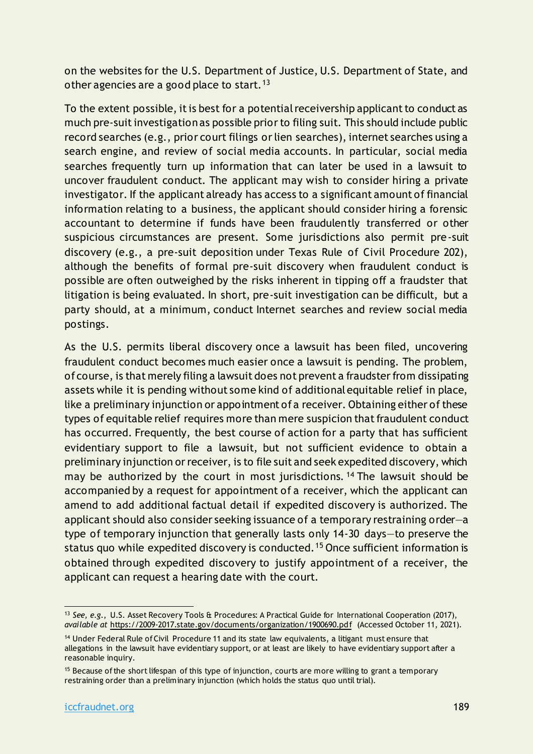on the websites for the U.S. Department of Justice, U.S. Department of State, and other agencies are a good place to start.[13]

To the extent possible, it is best for a potential receivership applicant to conduct as much pre-suit investigation as possible prior to filing suit. This should include public record searches (e.g., prior court filings or lien searches), internet searches using a search engine, and review of social media accounts. In particular, social media searches frequently turn up information that can later be used in a lawsuit to uncover fraudulent conduct. The applicant may wish to consider hiring a private investigator. If the applicant already has access to a significant amount of financial information relating to a business, the applicant should consider hiring a forensic accountant to determine if funds have been fraudulently transferred or other suspicious circumstances are present. Some jurisdictions also permit pre-suit discovery (e.g., a pre-suit deposition under Texas Rule of Civil Procedure 202), although the benefits of formal pre-suit discovery when fraudulent conduct is possible are often outweighed by the risks inherent in tipping off a fraudster that litigation is being evaluated. In short, pre-suit investigation can be difficult, but a party should, at a minimum, conduct Internet searches and review social media postings.

As the U.S. permits liberal discovery once a lawsuit has been filed, uncovering fraudulent conduct becomes much easier once a lawsuit is pending. The problem, of course, is that merely filing a lawsuit does not prevent a fraudster from dissipating assets while it is pending without some kind of additional equitable relief in place, like a preliminary injunction or appointment of a receiver. Obtaining either of these types of equitable relief requires more than mere suspicion that fraudulent conduct has occurred. Frequently, the best course of action for a party that has sufficient evidentiary support to file a lawsuit, but not sufficient evidence to obtain a preliminary injunction or receiver, is to file suit and seek expedited discovery, which may be authorized by the court in most jurisdictions.[14] The lawsuit should be accompanied by a request for appointment of a receiver, which the applicant can amend to add additional factual detail if expedited discovery is authorized. The applicant should also consider seeking issuance of a temporary restraining order—a type of temporary injunction that generally lasts only 14-30 days—to preserve the status quo while expedited discovery is conducted.[15] Once sufficient information is obtained through expedited discovery to justify appointment of a receiver, the applicant can request a hearing date with the court.

---

[13] *See, e.g.*, U.S. Asset Recovery Tools & Procedures: A Practical Guide for International Cooperation (2017), *available at* https://2009-2017.state.gov/documents/organization/1900690.pdf (Accessed October 11, 2021).

[14] Under Federal Rule of Civil Procedure 11 and its state law equivalents, a litigant must ensure that allegations in the lawsuit have evidentiary support, or at least are likely to have evidentiary support after a reasonable inquiry.

[15] Because of the short lifespan of this type of injunction, courts are more willing to grant a temporary restraining order than a preliminary injunction (which holds the status quo until trial).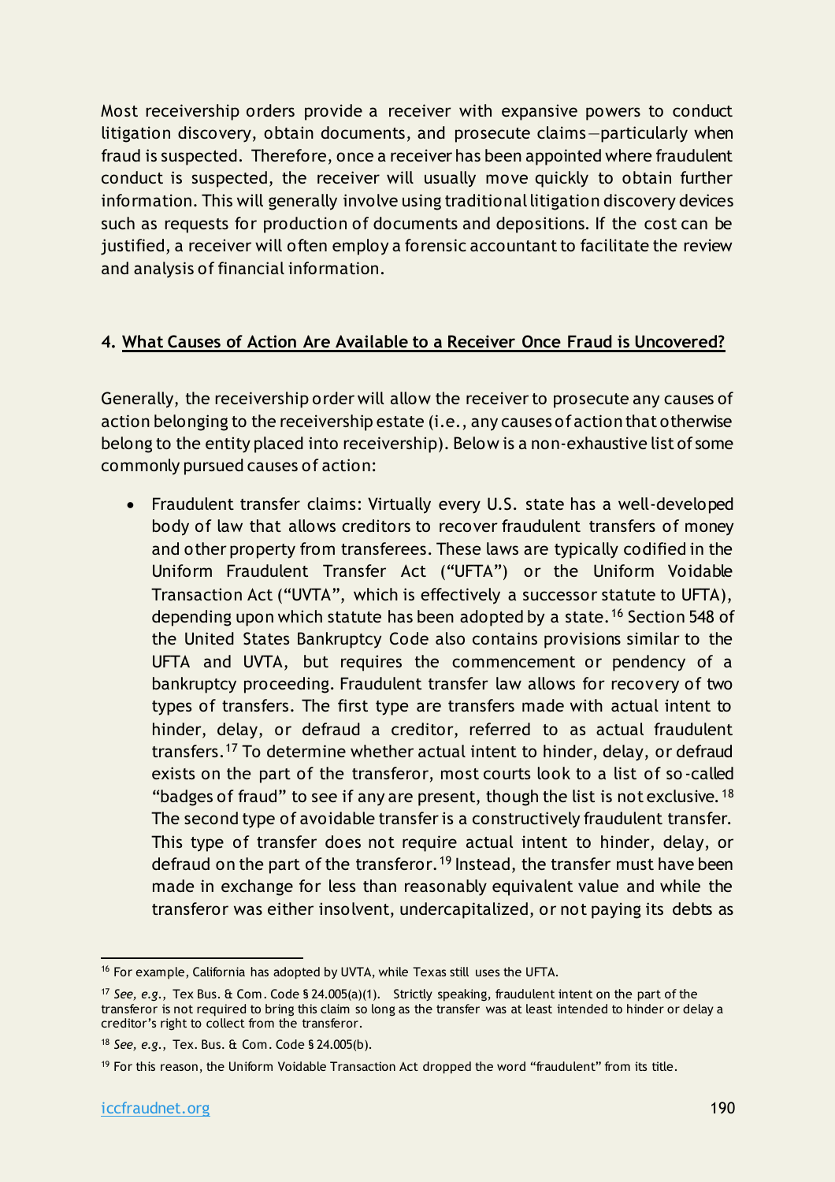Most receivership orders provide a receiver with expansive powers to conduct litigation discovery, obtain documents, and prosecute claims—particularly when fraud is suspected. Therefore, once a receiver has been appointed where fraudulent conduct is suspected, the receiver will usually move quickly to obtain further information. This will generally involve using traditional litigation discovery devices such as requests for production of documents and depositions. If the cost can be justified, a receiver will often employ a forensic accountant to facilitate the review and analysis of financial information.

#### 4. What Causes of Action Are Available to a Receiver Once Fraud is Uncovered?

Generally, the receivership order will allow the receiver to prosecute any causes of action belonging to the receivership estate (i.e., any causes of action that otherwise belong to the entity placed into receivership). Below is a non-exhaustive list of some commonly pursued causes of action:

- Fraudulent transfer claims: Virtually every U.S. state has a well-developed body of law that allows creditors to recover fraudulent transfers of money and other property from transferees. These laws are typically codified in the Uniform Fraudulent Transfer Act ("UFTA") or the Uniform Voidable Transaction Act ("UVTA", which is effectively a successor statute to UFTA), depending upon which statute has been adopted by a state.[16] Section 548 of the United States Bankruptcy Code also contains provisions similar to the UFTA and UVTA, but requires the commencement or pendency of a bankruptcy proceeding. Fraudulent transfer law allows for recovery of two types of transfers. The first type are transfers made with actual intent to hinder, delay, or defraud a creditor, referred to as actual fraudulent transfers.[17] To determine whether actual intent to hinder, delay, or defraud exists on the part of the transferor, most courts look to a list of so-called "badges of fraud" to see if any are present, though the list is not exclusive.[18] The second type of avoidable transfer is a constructively fraudulent transfer. This type of transfer does not require actual intent to hinder, delay, or defraud on the part of the transferor.[19] Instead, the transfer must have been made in exchange for less than reasonably equivalent value and while the transferor was either insolvent, undercapitalized, or not paying its debts as

---

[16] For example, California has adopted by UVTA, while Texas still uses the UFTA.

[17] *See, e.g.*, Tex Bus. & Com. Code § 24.005(a)(1). Strictly speaking, fraudulent intent on the part of the transferor is not required to bring this claim so long as the transfer was at least intended to hinder or delay a creditor's right to collect from the transferor.

[18] *See, e.g.*, Tex. Bus. & Com. Code § 24.005(b).

[19] For this reason, the Uniform Voidable Transaction Act dropped the word "fraudulent" from its title.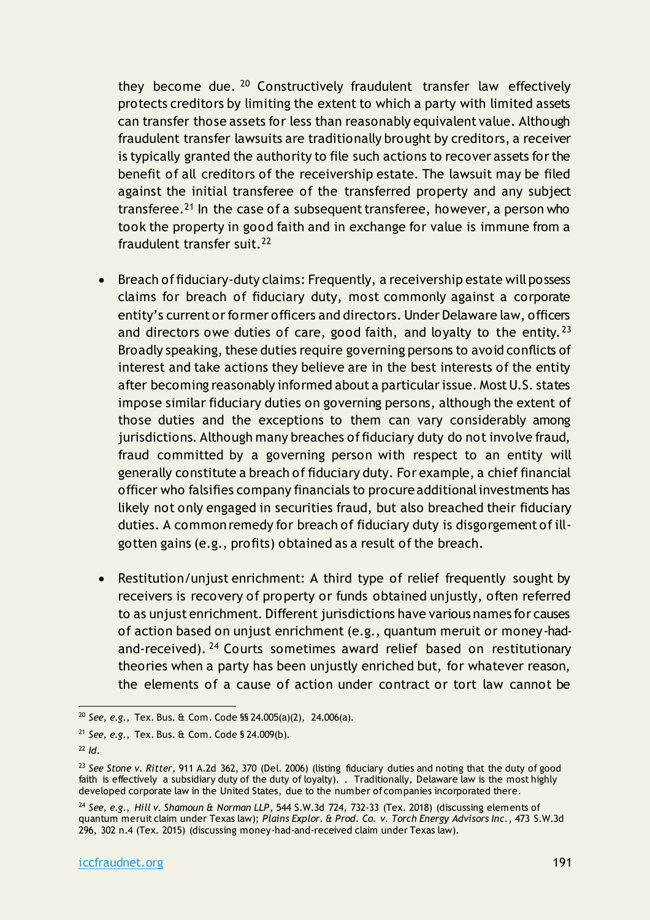they become due.[20] Constructively fraudulent transfer law effectively protects creditors by limiting the extent to which a party with limited assets can transfer those assets for less than reasonably equivalent value. Although fraudulent transfer lawsuits are traditionally brought by creditors, a receiver is typically granted the authority to file such actions to recover assets for the benefit of all creditors of the receivership estate. The lawsuit may be filed against the initial transferee of the transferred property and any subject transferee.[21] In the case of a subsequent transferee, however, a person who took the property in good faith and in exchange for value is immune from a fraudulent transfer suit.[22]

- Breach of fiduciary-duty claims: Frequently, a receivership estate will possess claims for breach of fiduciary duty, most commonly against a corporate entity's current or former officers and directors. Under Delaware law, officers and directors owe duties of care, good faith, and loyalty to the entity.[23] Broadly speaking, these duties require governing persons to avoid conflicts of interest and take actions they believe are in the best interests of the entity after becoming reasonably informed about a particular issue. Most U.S. states impose similar fiduciary duties on governing persons, although the extent of those duties and the exceptions to them can vary considerably among jurisdictions. Although many breaches of fiduciary duty do not involve fraud, fraud committed by a governing person with respect to an entity will generally constitute a breach of fiduciary duty. For example, a chief financial officer who falsifies company financials to procure additional investments has likely not only engaged in securities fraud, but also breached their fiduciary duties. A common remedy for breach of fiduciary duty is disgorgement of ill-gotten gains (e.g., profits) obtained as a result of the breach.

- Restitution/unjust enrichment: A third type of relief frequently sought by receivers is recovery of property or funds obtained unjustly, often referred to as unjust enrichment. Different jurisdictions have various names for causes of action based on unjust enrichment (e.g., quantum meruit or money-had-and-received).[24] Courts sometimes award relief based on restitutionary theories when a party has been unjustly enriched but, for whatever reason, the elements of a cause of action under contract or tort law cannot be

---

[20] *See, e.g.*, Tex. Bus. & Com. Code §§ 24.005(a)(2), 24.006(a).

[21] *See, e.g.*, Tex. Bus. & Com. Code § 24.009(b).

[22] *Id.*

[23] *See Stone v. Ritter*, 911 A.2d 362, 370 (Del. 2006) (listing fiduciary duties and noting that the duty of good faith is effectively a subsidiary duty of the duty of loyalty). . Traditionally, Delaware law is the most highly developed corporate law in the United States, due to the number of companies incorporated there.

[24] *See, e.g.*, *Hill v. Shamoun & Norman LLP*, 544 S.W.3d 724, 732-33 (Tex. 2018) (discussing elements of quantum meruit claim under Texas law); *Plains Explor. & Prod. Co. v. Torch Energy Advisors Inc.*, 473 S.W.3d 296, 302 n.4 (Tex. 2015) (discussing money-had-and-received claim under Texas law).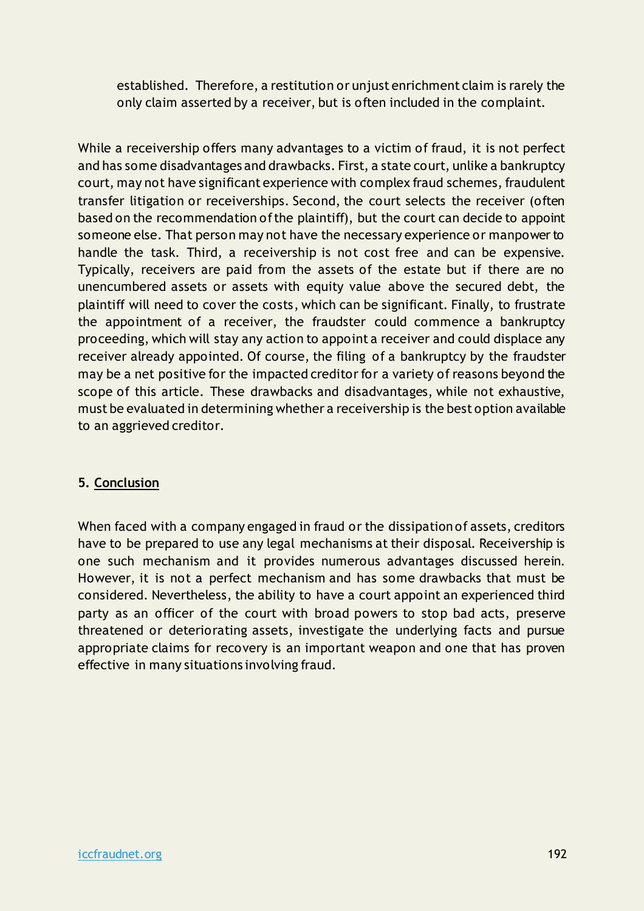established. Therefore, a restitution or unjust enrichment claim is rarely the only claim asserted by a receiver, but is often included in the complaint.

While a receivership offers many advantages to a victim of fraud, it is not perfect and has some disadvantages and drawbacks. First, a state court, unlike a bankruptcy court, may not have significant experience with complex fraud schemes, fraudulent transfer litigation or receiverships. Second, the court selects the receiver (often based on the recommendation of the plaintiff), but the court can decide to appoint someone else. That person may not have the necessary experience or manpower to handle the task. Third, a receivership is not cost free and can be expensive. Typically, receivers are paid from the assets of the estate but if there are no unencumbered assets or assets with equity value above the secured debt, the plaintiff will need to cover the costs, which can be significant. Finally, to frustrate the appointment of a receiver, the fraudster could commence a bankruptcy proceeding, which will stay any action to appoint a receiver and could displace any receiver already appointed. Of course, the filing of a bankruptcy by the fraudster may be a net positive for the impacted creditor for a variety of reasons beyond the scope of this article. These drawbacks and disadvantages, while not exhaustive, must be evaluated in determining whether a receivership is the best option available to an aggrieved creditor.

## 5. Conclusion

When faced with a company engaged in fraud or the dissipation of assets, creditors have to be prepared to use any legal mechanisms at their disposal. Receivership is one such mechanism and it provides numerous advantages discussed herein. However, it is not a perfect mechanism and has some drawbacks that must be considered. Nevertheless, the ability to have a court appoint an experienced third party as an officer of the court with broad powers to stop bad acts, preserve threatened or deteriorating assets, investigate the underlying facts and pursue appropriate claims for recovery is an important weapon and one that has proven effective in many situations involving fraud.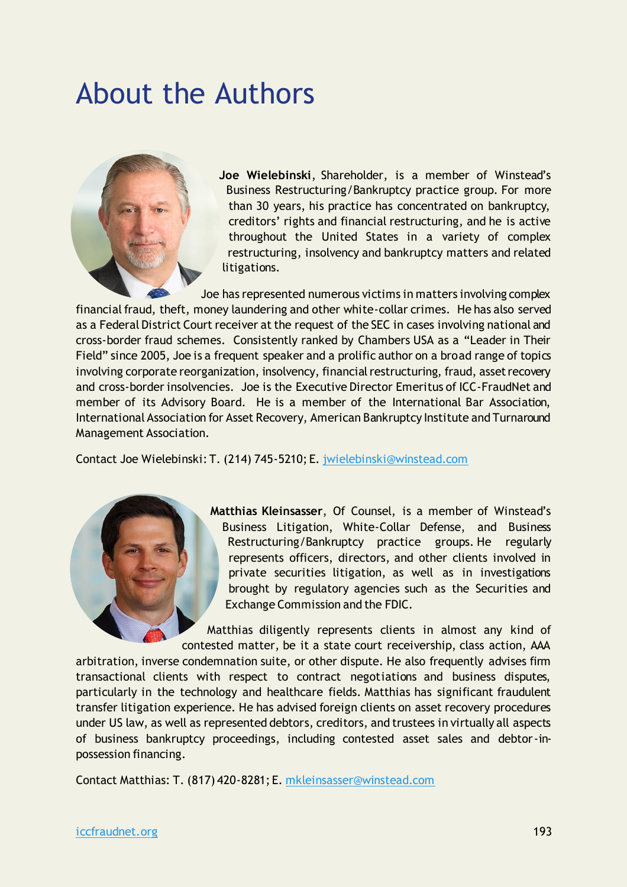# About the Authors

**Joe Wielebinski**, Shareholder, is a member of Winstead's Business Restructuring/Bankruptcy practice group. For more than 30 years, his practice has concentrated on bankruptcy, creditors' rights and financial restructuring, and he is active throughout the United States in a variety of complex restructuring, insolvency and bankruptcy matters and related litigations.

Joe has represented numerous victims in matters involving complex financial fraud, theft, money laundering and other white-collar crimes. He has also served as a Federal District Court receiver at the request of the SEC in cases involving national and cross-border fraud schemes. Consistently ranked by Chambers USA as a "Leader in Their Field" since 2005, Joe is a frequent speaker and a prolific author on a broad range of topics involving corporate reorganization, insolvency, financial restructuring, fraud, asset recovery and cross-border insolvencies. Joe is the Executive Director Emeritus of ICC-FraudNet and member of its Advisory Board. He is a member of the International Bar Association, International Association for Asset Recovery, American Bankruptcy Institute and Turnaround Management Association.

Contact Joe Wielebinski: T. (214) 745-5210; E. jwielebinski@winstead.com

**Matthias Kleinsasser**, Of Counsel, is a member of Winstead's Business Litigation, White-Collar Defense, and Business Restructuring/Bankruptcy practice groups. He regularly represents officers, directors, and other clients involved in private securities litigation, as well as in investigations brought by regulatory agencies such as the Securities and Exchange Commission and the FDIC.

Matthias diligently represents clients in almost any kind of contested matter, be it a state court receivership, class action, AAA arbitration, inverse condemnation suite, or other dispute. He also frequently advises firm transactional clients with respect to contract negotiations and business disputes, particularly in the technology and healthcare fields. Matthias has significant fraudulent transfer litigation experience. He has advised foreign clients on asset recovery procedures under US law, as well as represented debtors, creditors, and trustees in virtually all aspects of business bankruptcy proceedings, including contested asset sales and debtor-in-possession financing.

Contact Matthias: T. (817) 420-8281; E. mkleinsasser@winstead.com